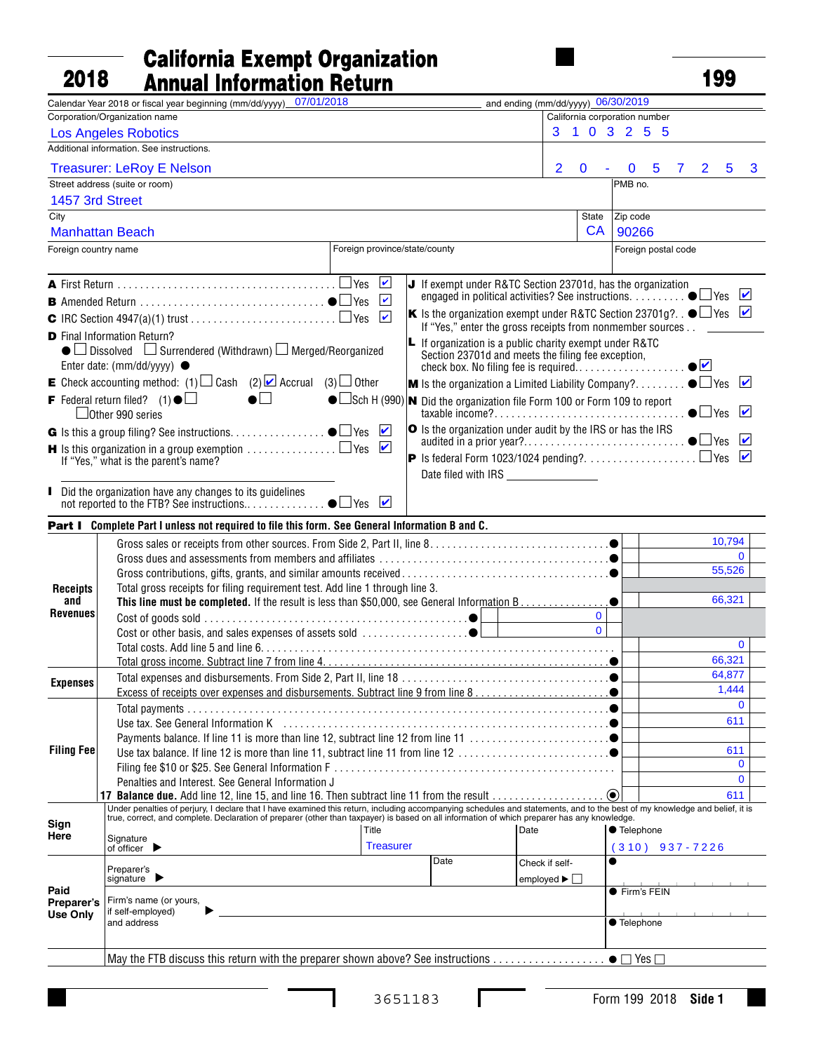# 2018 California Exempt Organization Annual Information Return — 199

Calendar Year 2018 or fiscal year beginning (mm/dd/yyyy) 07/01/2018 and ending (mm/dd/yyyy) 06/30/2019

| Field | Value |
|---|---|
| Corporation/Organization name | Los Angeles Robotics |
| California corporation number | 3103255 |
| Additional information. See instructions. | Treasurer: LeRoy E Nelson |
| FEIN | 20-0572553 |
| Street address (suite or room) | 1457 3rd Street |
| PMB no. | |
| City | Manhattan Beach |
| State | CA |
| Zip code | 90266 |
| Foreign country name | |
| Foreign province/state/county | |
| Foreign postal code | |

**A** First Return .......... ☐ Yes ☑ No

**B** Amended Return .......... ● ☐ Yes ☑ No

**C** IRC Section 4947(a)(1) trust .......... ☐ Yes ☑ No

**D** Final Information Return?
● ☐ Dissolved ☐ Surrendered (Withdrawn) ☐ Merged/Reorganized
Enter date: (mm/dd/yyyy) ●

**E** Check accounting method: (1) ☐ Cash (2) ☑ Accrual (3) ☐ Other

**F** Federal return filed? (1) ● ☐ ● ☐ ● ☐ Sch H (990) ☐ Other 990 series

**G** Is this a group filing? See instructions. .......... ● ☐ Yes ☑ No

**H** Is this organization in a group exemption .......... ☐ Yes ☑ No
If "Yes," what is the parent's name?

**I** Did the organization have any changes to its guidelines not reported to the FTB? See instructions. .......... ● ☐ Yes ☑ No

**J** If exempt under R&TC Section 23701d, has the organization engaged in political activities? See instructions. .......... ● ☐ Yes ☑ No

**K** Is the organization exempt under R&TC Section 23701g? .......... ● ☐ Yes ☑ No
If "Yes," enter the gross receipts from nonmember sources . .

**L** If organization is a public charity exempt under R&TC Section 23701d and meets the filing fee exception, check box. No filing fee is required. .......... ● ☑

**M** Is the organization a Limited Liability Company? .......... ● ☐ Yes ☑ No

**N** Did the organization file Form 100 or Form 109 to report taxable income? .......... ● ☐ Yes ☑ No

**O** Is the organization under audit by the IRS or has the IRS audited in a prior year? .......... ● ☐ Yes ☑ No

**P** Is federal Form 1023/1024 pending? .......... ☐ Yes ☑ No
Date filed with IRS

## Part I Complete Part I unless not required to file this form. See General Information B and C.

| Section | Line | Description | | Amount |
|---|---|---|---|---|
| Receipts and Revenues | 1 | Gross sales or receipts from other sources. From Side 2, Part II, line 8 | | 10,794 |
| | 2 | Gross dues and assessments from members and affiliates | | 0 |
| | 3 | Gross contributions, gifts, grants, and similar amounts received | | 55,526 |
| | 4 | Total gross receipts for filing requirement test. Add line 1 through line 3. **This line must be completed.** If the result is less than $50,000, see General Information B | | 66,321 |
| | 5 | Cost of goods sold | 0 | |
| | 6 | Cost or other basis, and sales expenses of assets sold | 0 | |
| | 7 | Total costs. Add line 5 and line 6 | | 0 |
| | 8 | Total gross income. Subtract line 7 from line 4 | | 66,321 |
| Expenses | 9 | Total expenses and disbursements. From Side 2, Part II, line 18 | | 64,877 |
| | 10 | Excess of receipts over expenses and disbursements. Subtract line 9 from line 8 | | 1,444 |
| Filing Fee | 11 | Total payments | | 0 |
| | 12 | Use tax. See General Information K | | 611 |
| | 13 | Payments balance. If line 11 is more than line 12, subtract line 12 from line 11 | | |
| | 14 | Use tax balance. If line 12 is more than line 11, subtract line 11 from line 12 | | 611 |
| | 15 | Filing fee $10 or $25. See General Information F | | 0 |
| | 16 | Penalties and Interest. See General Information J | | 0 |
| | 17 | **Balance due.** Add line 12, line 15, and line 16. Then subtract line 11 from the result | | 611 |

**Sign Here**

Under penalties of perjury, I declare that I have examined this return, including accompanying schedules and statements, and to the best of my knowledge and belief, it is true, correct, and complete. Declaration of preparer (other than taxpayer) is based on all information of which preparer has any knowledge.

| Signature of officer | Title | Date | Telephone |
|---|---|---|---|
| | Treasurer | | (310) 937-7226 |

**Paid Preparer's Use Only**

| Preparer's signature | Date | Check if self-employed ☐ | PTIN |
|---|---|---|---|
| Firm's name (or yours, if self-employed) and address | | | Firm's FEIN |
| | | | Telephone |

May the FTB discuss this return with the preparer shown above? See instructions .......... ● ☐ Yes ☐ No

3651183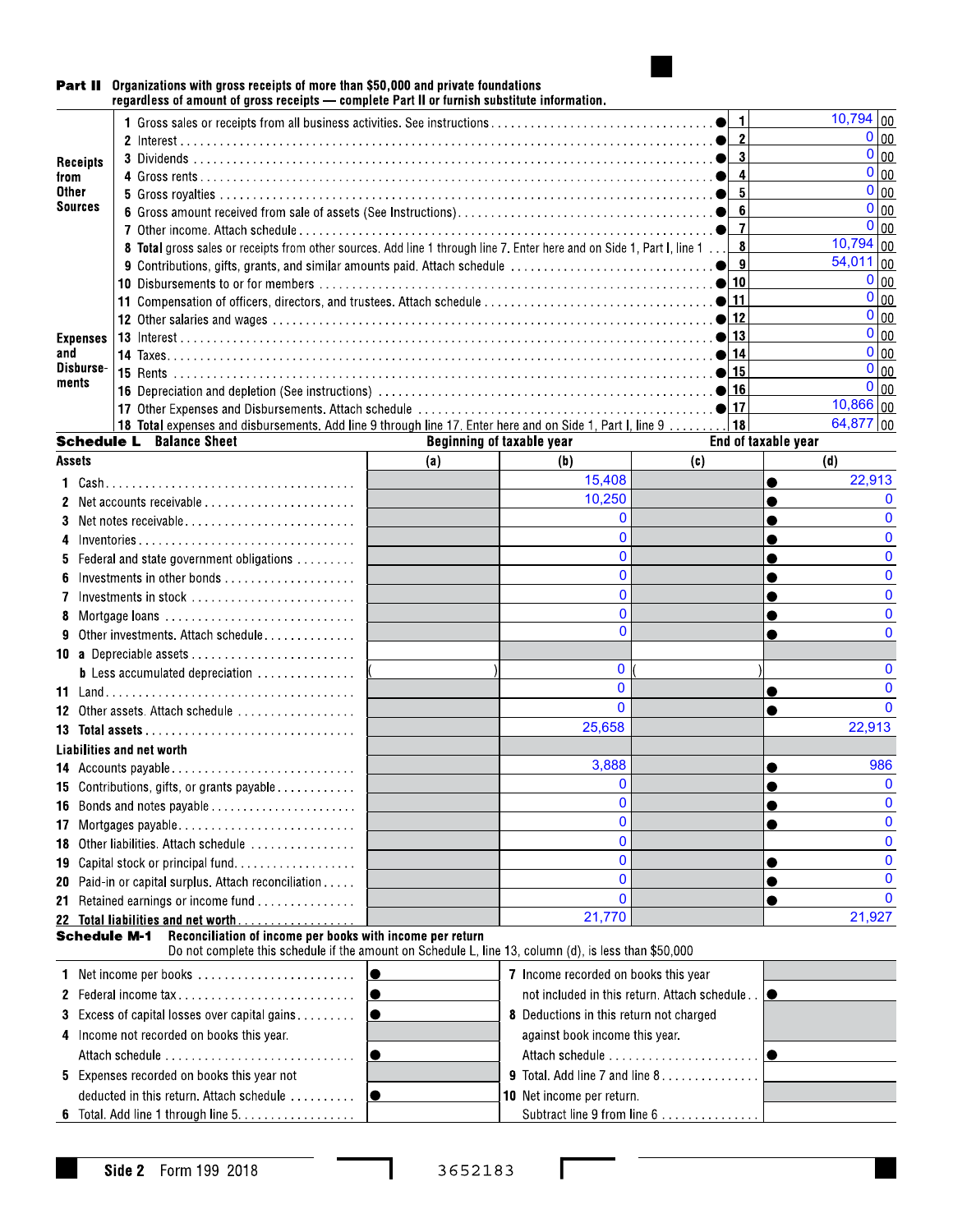## Part II Organizations with gross receipts of more than $50,000 and private foundations regardless of amount of gross receipts — complete Part II or furnish substitute information.

| Section | Line | Description | No. | Amount |
|---|---|---|---|---|
| Receipts from Other Sources | 1 | Gross sales or receipts from all business activities. See instructions | 1 | 10,794 00 |
| | 2 | Interest | 2 | 0 00 |
| | 3 | Dividends | 3 | 0 00 |
| | 4 | Gross rents | 4 | 0 00 |
| | 5 | Gross royalties | 5 | 0 00 |
| | 6 | Gross amount received from sale of assets (See Instructions) | 6 | 0 00 |
| | 7 | Other income. Attach schedule | 7 | 0 00 |
| | 8 | **Total** gross sales or receipts from other sources. Add line 1 through line 7. Enter here and on Side 1, Part I, line 1 | 8 | 10,794 00 |
| Expenses and Disbursements | 9 | Contributions, gifts, grants, and similar amounts paid. Attach schedule | 9 | 54,011 00 |
| | 10 | Disbursements to or for members | 10 | 0 00 |
| | 11 | Compensation of officers, directors, and trustees. Attach schedule | 11 | 0 00 |
| | 12 | Other salaries and wages | 12 | 0 00 |
| | 13 | Interest | 13 | 0 00 |
| | 14 | Taxes | 14 | 0 00 |
| | 15 | Rents | 15 | 0 00 |
| | 16 | Depreciation and depletion (See instructions) | 16 | 0 00 |
| | 17 | Other Expenses and Disbursements. Attach schedule | 17 | 10,866 00 |
| | 18 | **Total** expenses and disbursements. Add line 9 through line 17. Enter here and on Side 1, Part I, line 9 | 18 | 64,877 00 |

## Schedule L Balance Sheet

| Assets | Beginning of taxable year (a) | Beginning of taxable year (b) | End of taxable year (c) | End of taxable year (d) |
|---|---|---|---|---|
| 1 Cash | | 15,408 | | 22,913 |
| 2 Net accounts receivable | | 10,250 | | 0 |
| 3 Net notes receivable | | 0 | | 0 |
| 4 Inventories | | 0 | | 0 |
| 5 Federal and state government obligations | | 0 | | 0 |
| 6 Investments in other bonds | | 0 | | 0 |
| 7 Investments in stock | | 0 | | 0 |
| 8 Mortgage loans | | 0 | | 0 |
| 9 Other investments. Attach schedule | | 0 | | 0 |
| 10 a Depreciable assets | | | | |
| b Less accumulated depreciation | ( ) | 0 | ( ) | 0 |
| 11 Land | | 0 | | 0 |
| 12 Other assets. Attach schedule | | 0 | | 0 |
| 13 **Total assets** | | 25,658 | | 22,913 |
| **Liabilities and net worth** | | | | |
| 14 Accounts payable | | 3,888 | | 986 |
| 15 Contributions, gifts, or grants payable | | 0 | | 0 |
| 16 Bonds and notes payable | | 0 | | 0 |
| 17 Mortgages payable | | 0 | | 0 |
| 18 Other liabilities. Attach schedule | | 0 | | 0 |
| 19 Capital stock or principal fund | | 0 | | 0 |
| 20 Paid-in or capital surplus. Attach reconciliation | | 0 | | 0 |
| 21 Retained earnings or income fund | | 0 | | 0 |
| 22 **Total liabilities and net worth** | | 21,770 | | 21,927 |

## Schedule M-1 Reconciliation of income per books with income per return

Do not complete this schedule if the amount on Schedule L, line 13, column (d), is less than $50,000

| | | | |
|---|---|---|---|
| 1 Net income per books | | 7 Income recorded on books this year not included in this return. Attach schedule | |
| 2 Federal income tax | | 8 Deductions in this return not charged against book income this year. Attach schedule | |
| 3 Excess of capital losses over capital gains | | 9 Total. Add line 7 and line 8 | |
| 4 Income not recorded on books this year. Attach schedule | | 10 Net income per return. Subtract line 9 from line 6 | |
| 5 Expenses recorded on books this year not deducted in this return. Attach schedule | | | |
| 6 Total. Add line 1 through line 5 | | | |

Side 2 Form 199 2018 3652183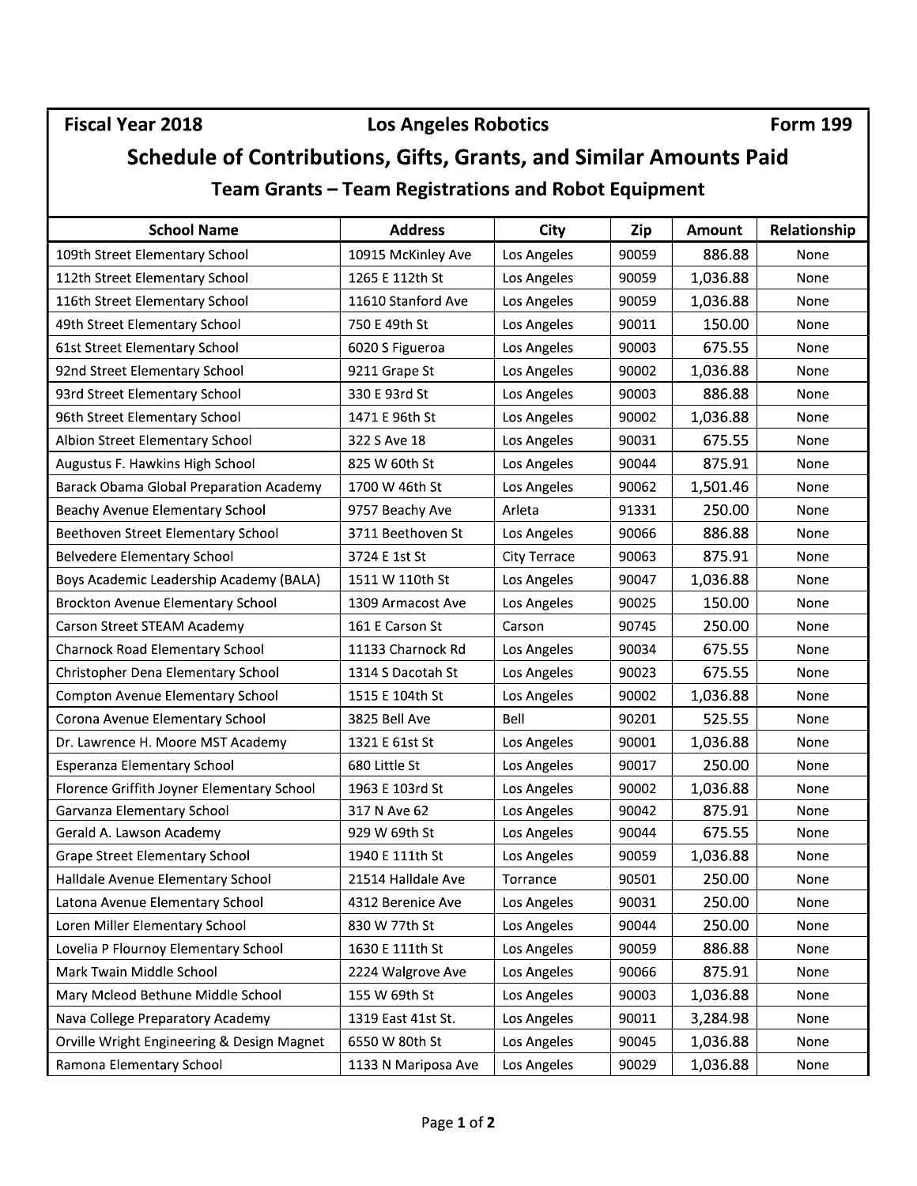**Fiscal Year 2018** **Los Angeles Robotics** **Form 199**

# Schedule of Contributions, Gifts, Grants, and Similar Amounts Paid

## Team Grants – Team Registrations and Robot Equipment

| School Name | Address | City | Zip | Amount | Relationship |
|---|---|---|---|---|---|
| 109th Street Elementary School | 10915 McKinley Ave | Los Angeles | 90059 | 886.88 | None |
| 112th Street Elementary School | 1265 E 112th St | Los Angeles | 90059 | 1,036.88 | None |
| 116th Street Elementary School | 11610 Stanford Ave | Los Angeles | 90059 | 1,036.88 | None |
| 49th Street Elementary School | 750 E 49th St | Los Angeles | 90011 | 150.00 | None |
| 61st Street Elementary School | 6020 S Figueroa | Los Angeles | 90003 | 675.55 | None |
| 92nd Street Elementary School | 9211 Grape St | Los Angeles | 90002 | 1,036.88 | None |
| 93rd Street Elementary School | 330 E 93rd St | Los Angeles | 90003 | 886.88 | None |
| 96th Street Elementary School | 1471 E 96th St | Los Angeles | 90002 | 1,036.88 | None |
| Albion Street Elementary School | 322 S Ave 18 | Los Angeles | 90031 | 675.55 | None |
| Augustus F. Hawkins High School | 825 W 60th St | Los Angeles | 90044 | 875.91 | None |
| Barack Obama Global Preparation Academy | 1700 W 46th St | Los Angeles | 90062 | 1,501.46 | None |
| Beachy Avenue Elementary School | 9757 Beachy Ave | Arleta | 91331 | 250.00 | None |
| Beethoven Street Elementary School | 3711 Beethoven St | Los Angeles | 90066 | 886.88 | None |
| Belvedere Elementary School | 3724 E 1st St | City Terrace | 90063 | 875.91 | None |
| Boys Academic Leadership Academy (BALA) | 1511 W 110th St | Los Angeles | 90047 | 1,036.88 | None |
| Brockton Avenue Elementary School | 1309 Armacost Ave | Los Angeles | 90025 | 150.00 | None |
| Carson Street STEAM Academy | 161 E Carson St | Carson | 90745 | 250.00 | None |
| Charnock Road Elementary School | 11133 Charnock Rd | Los Angeles | 90034 | 675.55 | None |
| Christopher Dena Elementary School | 1314 S Dacotah St | Los Angeles | 90023 | 675.55 | None |
| Compton Avenue Elementary School | 1515 E 104th St | Los Angeles | 90002 | 1,036.88 | None |
| Corona Avenue Elementary School | 3825 Bell Ave | Bell | 90201 | 525.55 | None |
| Dr. Lawrence H. Moore MST Academy | 1321 E 61st St | Los Angeles | 90001 | 1,036.88 | None |
| Esperanza Elementary School | 680 Little St | Los Angeles | 90017 | 250.00 | None |
| Florence Griffith Joyner Elementary School | 1963 E 103rd St | Los Angeles | 90002 | 1,036.88 | None |
| Garvanza Elementary School | 317 N Ave 62 | Los Angeles | 90042 | 875.91 | None |
| Gerald A. Lawson Academy | 929 W 69th St | Los Angeles | 90044 | 675.55 | None |
| Grape Street Elementary School | 1940 E 111th St | Los Angeles | 90059 | 1,036.88 | None |
| Halldale Avenue Elementary School | 21514 Halldale Ave | Torrance | 90501 | 250.00 | None |
| Latona Avenue Elementary School | 4312 Berenice Ave | Los Angeles | 90031 | 250.00 | None |
| Loren Miller Elementary School | 830 W 77th St | Los Angeles | 90044 | 250.00 | None |
| Lovelia P Flournoy Elementary School | 1630 E 111th St | Los Angeles | 90059 | 886.88 | None |
| Mark Twain Middle School | 2224 Walgrove Ave | Los Angeles | 90066 | 875.91 | None |
| Mary Mcleod Bethune Middle School | 155 W 69th St | Los Angeles | 90003 | 1,036.88 | None |
| Nava College Preparatory Academy | 1319 East 41st St. | Los Angeles | 90011 | 3,284.98 | None |
| Orville Wright Engineering & Design Magnet | 6550 W 80th St | Los Angeles | 90045 | 1,036.88 | None |
| Ramona Elementary School | 1133 N Mariposa Ave | Los Angeles | 90029 | 1,036.88 | None |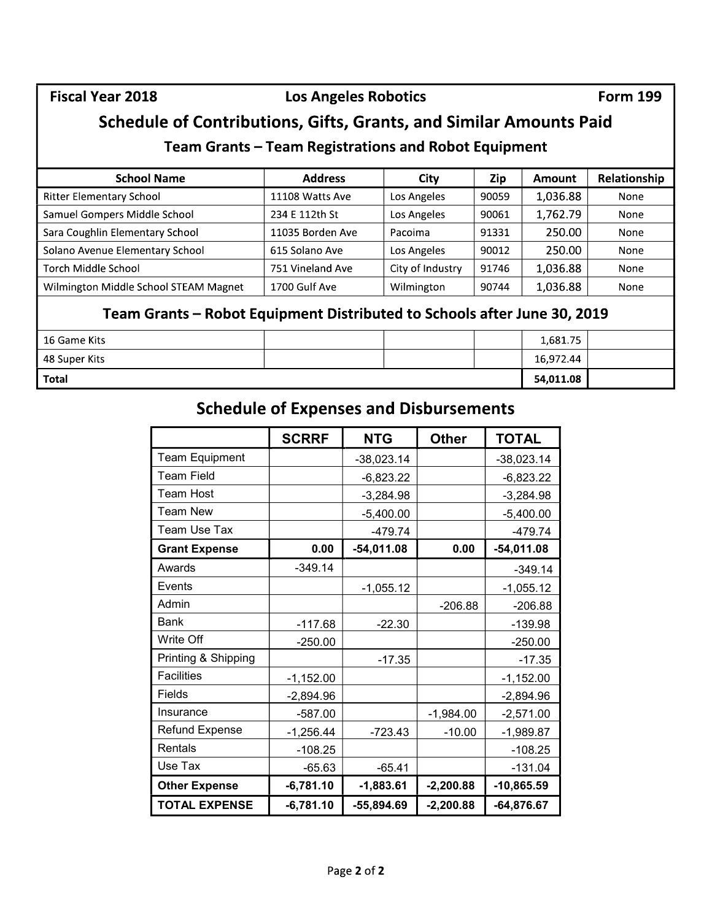**Fiscal Year 2018** | **Los Angeles Robotics** | **Form 199**

## Schedule of Contributions, Gifts, Grants, and Similar Amounts Paid

### Team Grants – Team Registrations and Robot Equipment

| School Name | Address | City | Zip | Amount | Relationship |
|---|---|---|---|---|---|
| Ritter Elementary School | 11108 Watts Ave | Los Angeles | 90059 | 1,036.88 | None |
| Samuel Gompers Middle School | 234 E 112th St | Los Angeles | 90061 | 1,762.79 | None |
| Sara Coughlin Elementary School | 11035 Borden Ave | Pacoima | 91331 | 250.00 | None |
| Solano Avenue Elementary School | 615 Solano Ave | Los Angeles | 90012 | 250.00 | None |
| Torch Middle School | 751 Vineland Ave | City of Industry | 91746 | 1,036.88 | None |
| Wilmington Middle School STEAM Magnet | 1700 Gulf Ave | Wilmington | 90744 | 1,036.88 | None |
| **Team Grants – Robot Equipment Distributed to Schools after June 30, 2019** | | | | | |
| 16 Game Kits | | | | 1,681.75 | |
| 48 Super Kits | | | | 16,972.44 | |
| **Total** | | | | **54,011.08** | |

## Schedule of Expenses and Disbursements

| | SCRRF | NTG | Other | TOTAL |
|---|---|---|---|---|
| Team Equipment | | -38,023.14 | | -38,023.14 |
| Team Field | | -6,823.22 | | -6,823.22 |
| Team Host | | -3,284.98 | | -3,284.98 |
| Team New | | -5,400.00 | | -5,400.00 |
| Team Use Tax | | -479.74 | | -479.74 |
| **Grant Expense** | **0.00** | **-54,011.08** | **0.00** | **-54,011.08** |
| Awards | -349.14 | | | -349.14 |
| Events | | -1,055.12 | | -1,055.12 |
| Admin | | | -206.88 | -206.88 |
| Bank | -117.68 | -22.30 | | -139.98 |
| Write Off | -250.00 | | | -250.00 |
| Printing & Shipping | | -17.35 | | -17.35 |
| Facilities | -1,152.00 | | | -1,152.00 |
| Fields | -2,894.96 | | | -2,894.96 |
| Insurance | -587.00 | | -1,984.00 | -2,571.00 |
| Refund Expense | -1,256.44 | -723.43 | -10.00 | -1,989.87 |
| Rentals | -108.25 | | | -108.25 |
| Use Tax | -65.63 | -65.41 | | -131.04 |
| **Other Expense** | **-6,781.10** | **-1,883.61** | **-2,200.88** | **-10,865.59** |
| **TOTAL EXPENSE** | **-6,781.10** | **-55,894.69** | **-2,200.88** | **-64,876.67** |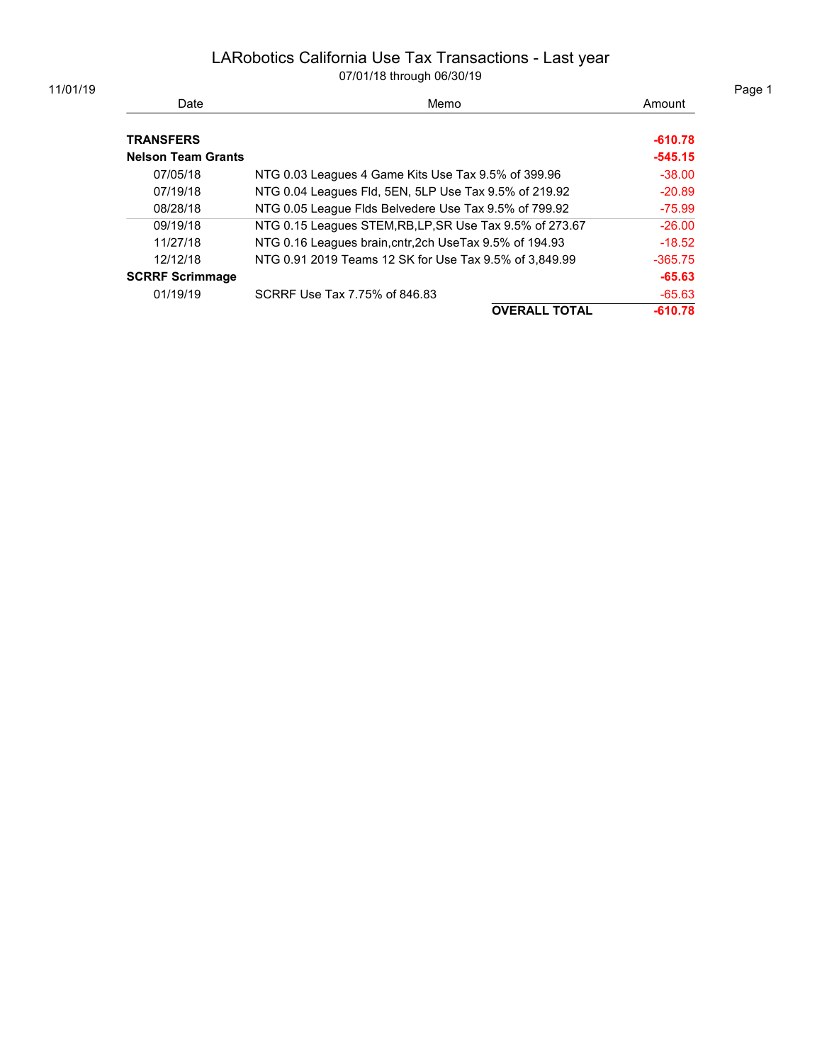# LARobotics California Use Tax Transactions - Last year

07/01/18 through 06/30/19

11/01/19

| Date | Memo | Amount |
|---|---|---|
| **TRANSFERS** | | **-610.78** |
| **Nelson Team Grants** | | **-545.15** |
| 07/05/18 | NTG 0.03 Leagues 4 Game Kits Use Tax 9.5% of 399.96 | -38.00 |
| 07/19/18 | NTG 0.04 Leagues Fld, 5EN, 5LP Use Tax 9.5% of 219.92 | -20.89 |
| 08/28/18 | NTG 0.05 League Flds Belvedere Use Tax 9.5% of 799.92 | -75.99 |
| 09/19/18 | NTG 0.15 Leagues STEM,RB,LP,SR Use Tax 9.5% of 273.67 | -26.00 |
| 11/27/18 | NTG 0.16 Leagues brain,cntr,2ch UseTax 9.5% of 194.93 | -18.52 |
| 12/12/18 | NTG 0.91 2019 Teams 12 SK for Use Tax 9.5% of 3,849.99 | -365.75 |
| **SCRRF Scrimmage** | | **-65.63** |
| 01/19/19 | SCRRF Use Tax 7.75% of 846.83 | -65.63 |
| | **OVERALL TOTAL** | **-610.78** |